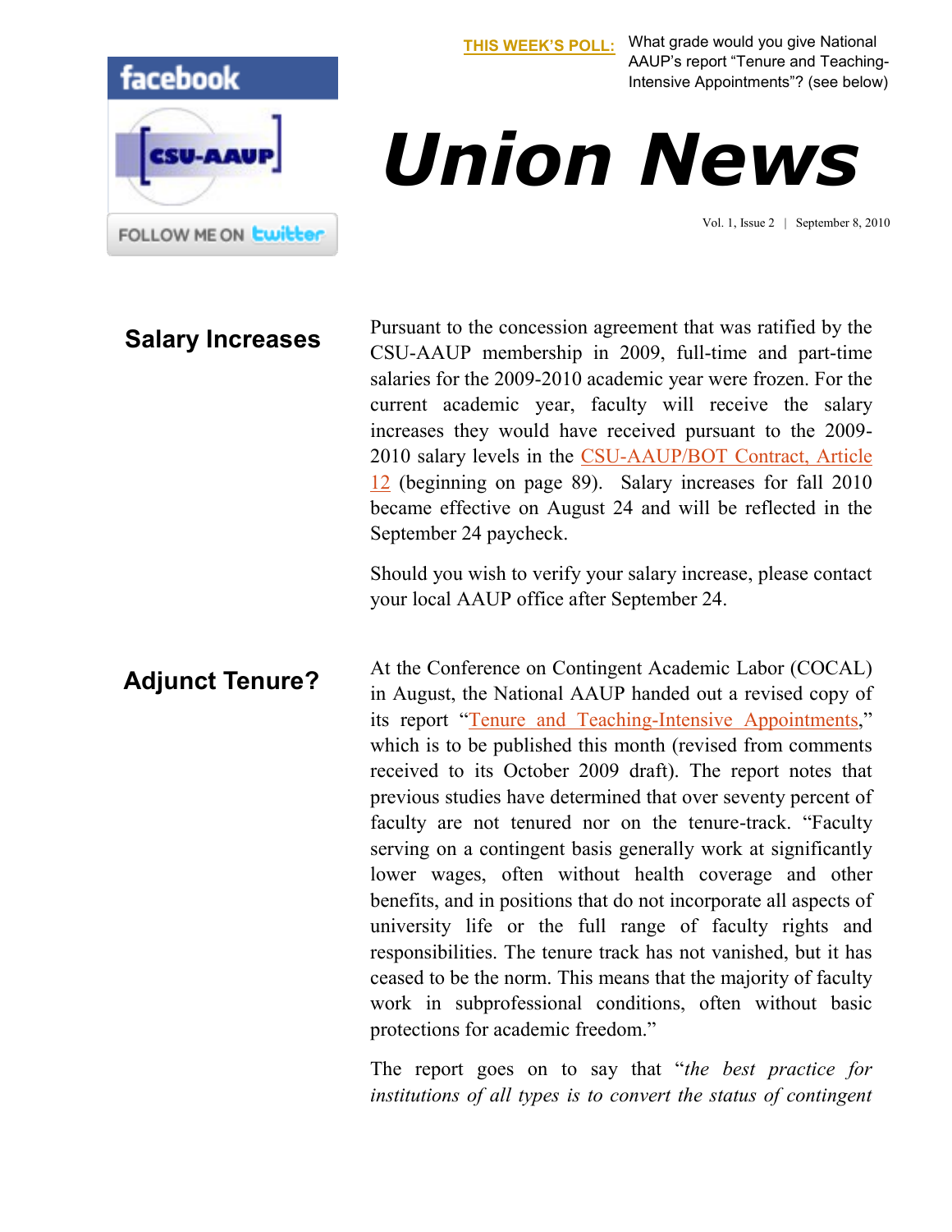**THIS WEEK'S POLL:** What grade would you give National AAUP's report "Tenure and Teaching-Intensive Appointments"? (see below)

facebook

[CSU-AAUP]

FOLLOW ME ON twitter

# Union News

Vol. 1, Issue 2 | September 8, 2010

## Salary Increases

Pursuant to the concession agreement that was ratified by the CSU-AAUP membership in 2009, full-time and part-time salaries for the 2009-2010 academic year were frozen. For the current academic year, faculty will receive the salary increases they would have received pursuant to the 2009-2010 salary levels in the CSU-AAUP/BOT Contract, Article 12 (beginning on page 89). Salary increases for fall 2010 became effective on August 24 and will be reflected in the September 24 paycheck.

Should you wish to verify your salary increase, please contact your local AAUP office after September 24.

## Adjunct Tenure?

At the Conference on Contingent Academic Labor (COCAL) in August, the National AAUP handed out a revised copy of its report "Tenure and Teaching-Intensive Appointments," which is to be published this month (revised from comments received to its October 2009 draft). The report notes that previous studies have determined that over seventy percent of faculty are not tenured nor on the tenure-track. "Faculty serving on a contingent basis generally work at significantly lower wages, often without health coverage and other benefits, and in positions that do not incorporate all aspects of university life or the full range of faculty rights and responsibilities. The tenure track has not vanished, but it has ceased to be the norm. This means that the majority of faculty work in subprofessional conditions, often without basic protections for academic freedom."

The report goes on to say that "*the best practice for institutions of all types is to convert the status of contingent*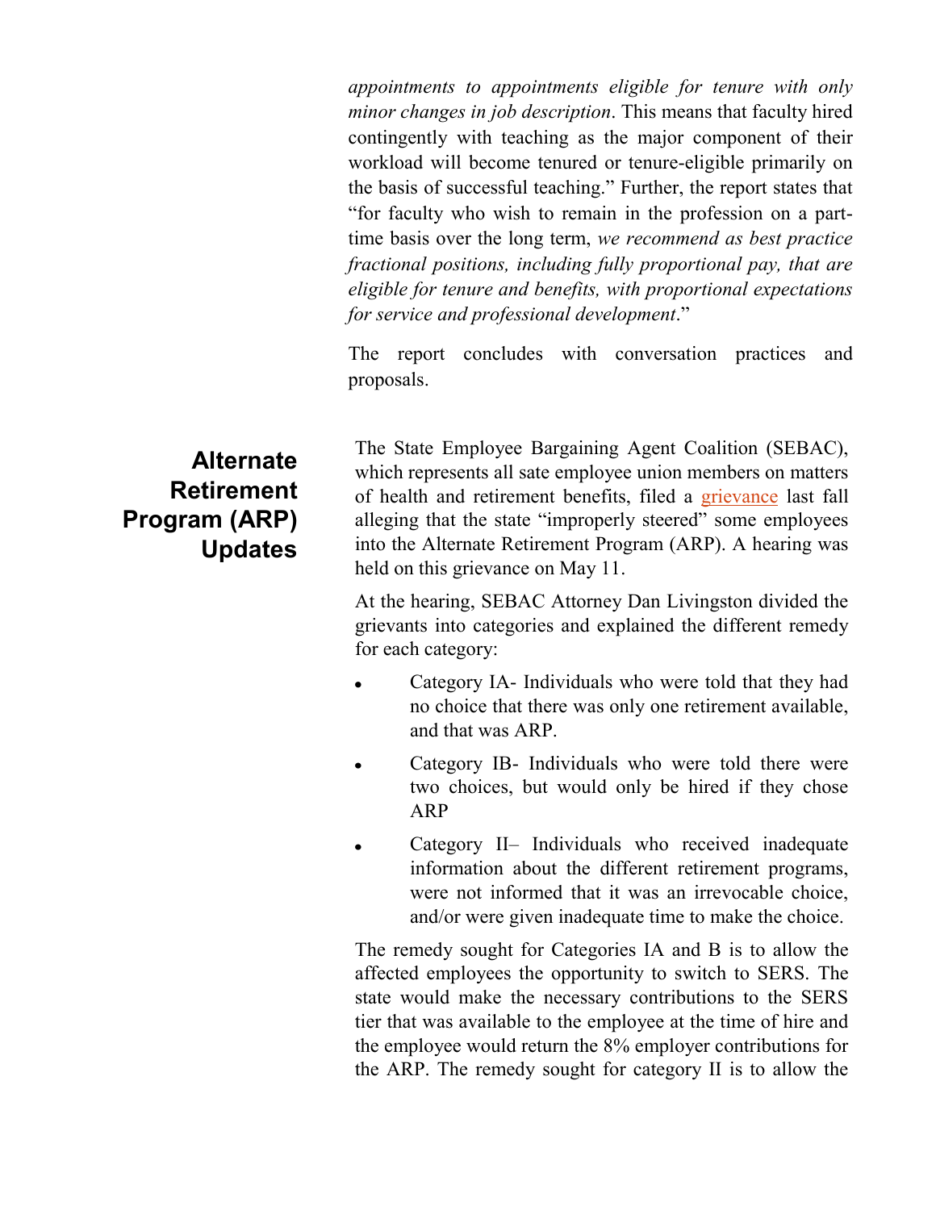*appointments to appointments eligible for tenure with only minor changes in job description*. This means that faculty hired contingently with teaching as the major component of their workload will become tenured or tenure-eligible primarily on the basis of successful teaching." Further, the report states that "for faculty who wish to remain in the profession on a part-time basis over the long term, *we recommend as best practice fractional positions, including fully proportional pay, that are eligible for tenure and benefits, with proportional expectations for service and professional development*."

The report concludes with conversation practices and proposals.

## Alternate Retirement Program (ARP) Updates

The State Employee Bargaining Agent Coalition (SEBAC), which represents all sate employee union members on matters of health and retirement benefits, filed a grievance last fall alleging that the state "improperly steered" some employees into the Alternate Retirement Program (ARP). A hearing was held on this grievance on May 11.

At the hearing, SEBAC Attorney Dan Livingston divided the grievants into categories and explained the different remedy for each category:

- Category IA- Individuals who were told that they had no choice that there was only one retirement available, and that was ARP.
- Category IB- Individuals who were told there were two choices, but would only be hired if they chose ARP
- Category II– Individuals who received inadequate information about the different retirement programs, were not informed that it was an irrevocable choice, and/or were given inadequate time to make the choice.

The remedy sought for Categories IA and B is to allow the affected employees the opportunity to switch to SERS. The state would make the necessary contributions to the SERS tier that was available to the employee at the time of hire and the employee would return the 8% employer contributions for the ARP. The remedy sought for category II is to allow the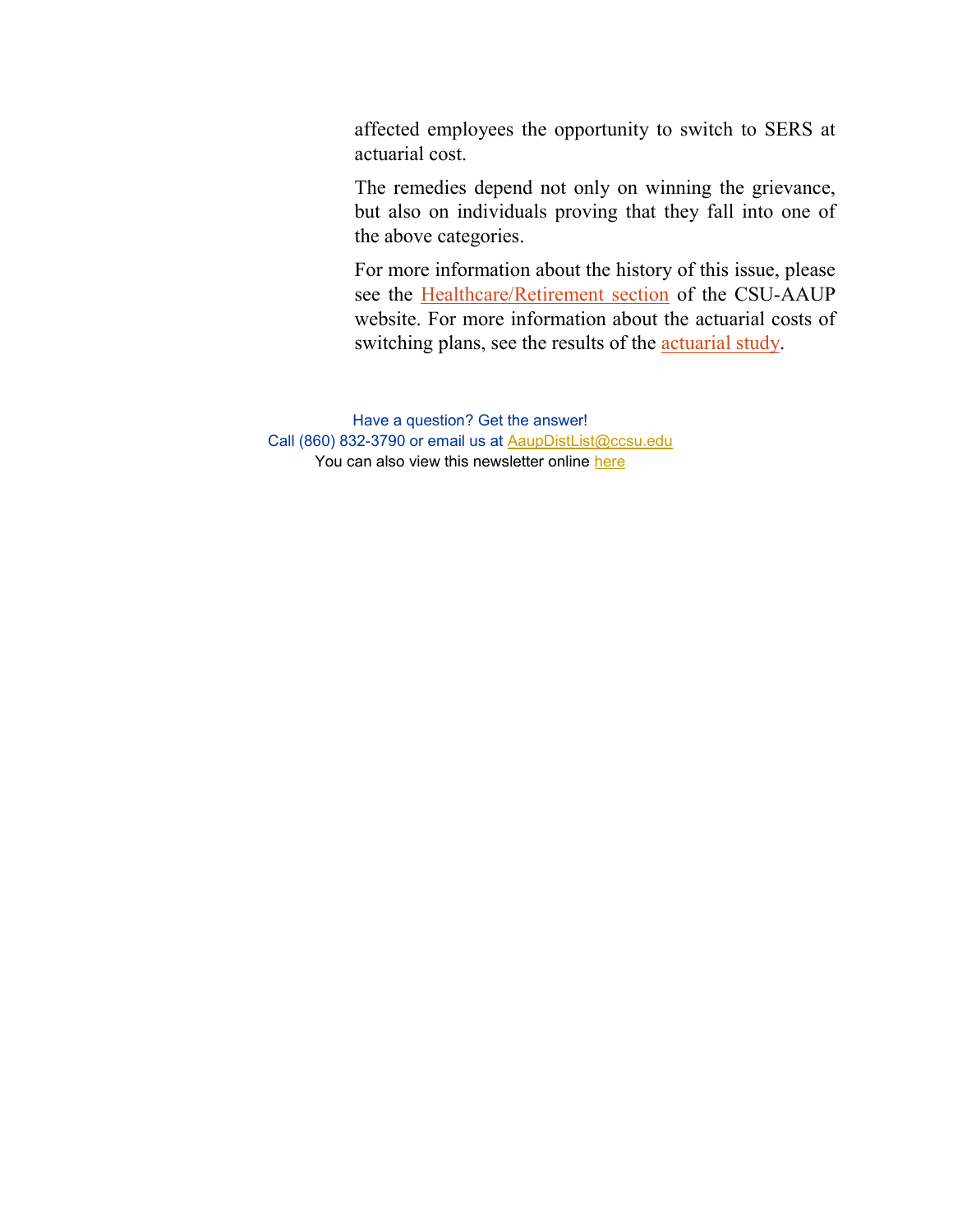affected employees the opportunity to switch to SERS at actuarial cost.

The remedies depend not only on winning the grievance, but also on individuals proving that they fall into one of the above categories.

For more information about the history of this issue, please see the Healthcare/Retirement section of the CSU-AAUP website. For more information about the actuarial costs of switching plans, see the results of the actuarial study.

Have a question? Get the answer!
Call (860) 832-3790 or email us at AaupDistList@ccsu.edu
You can also view this newsletter online here